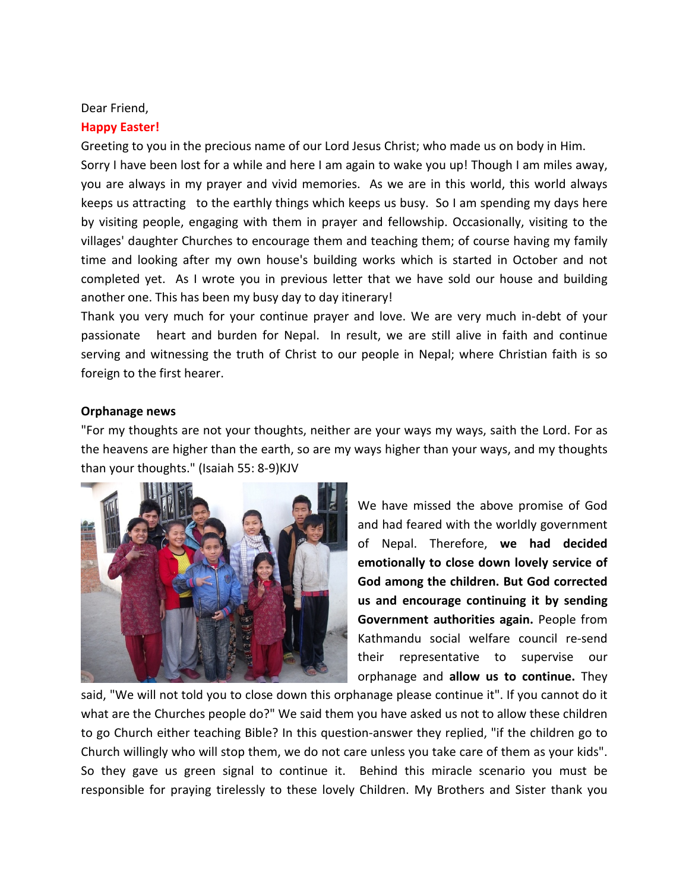Dear Friend,

**Happy Easter!**

Greeting to you in the precious name of our Lord Jesus Christ; who made us on body in Him. Sorry I have been lost for a while and here I am again to wake you up! Though I am miles away, you are always in my prayer and vivid memories. As we are in this world, this world always keeps us attracting to the earthly things which keeps us busy. So I am spending my days here by visiting people, engaging with them in prayer and fellowship. Occasionally, visiting to the villages' daughter Churches to encourage them and teaching them; of course having my family time and looking after my own house's building works which is started in October and not completed yet. As I wrote you in previous letter that we have sold our house and building another one. This has been my busy day to day itinerary!

Thank you very much for your continue prayer and love. We are very much in-debt of your passionate heart and burden for Nepal. In result, we are still alive in faith and continue serving and witnessing the truth of Christ to our people in Nepal; where Christian faith is so foreign to the first hearer.

**Orphanage news**

"For my thoughts are not your thoughts, neither are your ways my ways, saith the Lord. For as the heavens are higher than the earth, so are my ways higher than your ways, and my thoughts than your thoughts." (Isaiah 55: 8-9)KJV

We have missed the above promise of God and had feared with the worldly government of Nepal. Therefore, **we had decided emotionally to close down lovely service of God among the children. But God corrected us and encourage continuing it by sending Government authorities again.** People from Kathmandu social welfare council re-send their representative to supervise our orphanage and **allow us to continue.** They said, "We will not told you to close down this orphanage please continue it". If you cannot do it what are the Churches people do?" We said them you have asked us not to allow these children to go Church either teaching Bible? In this question-answer they replied, "if the children go to Church willingly who will stop them, we do not care unless you take care of them as your kids". So they gave us green signal to continue it. Behind this miracle scenario you must be responsible for praying tirelessly to these lovely Children. My Brothers and Sister thank you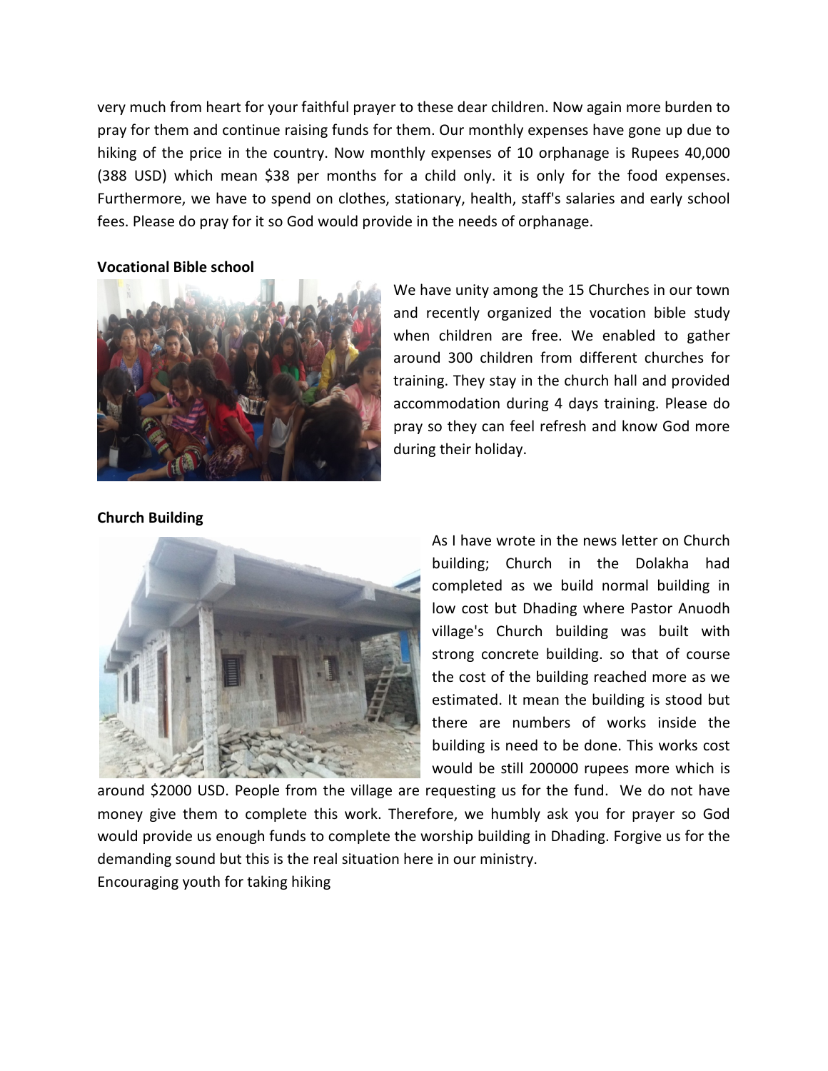very much from heart for your faithful prayer to these dear children. Now again more burden to pray for them and continue raising funds for them. Our monthly expenses have gone up due to hiking of the price in the country. Now monthly expenses of 10 orphanage is Rupees 40,000 (388 USD) which mean $38 per months for a child only. it is only for the food expenses. Furthermore, we have to spend on clothes, stationary, health, staff's salaries and early school fees. Please do pray for it so God would provide in the needs of orphanage.

**Vocational Bible school**

We have unity among the 15 Churches in our town and recently organized the vocation bible study when children are free. We enabled to gather around 300 children from different churches for training. They stay in the church hall and provided accommodation during 4 days training. Please do pray so they can feel refresh and know God more during their holiday.

**Church Building**

As I have wrote in the news letter on Church building; Church in the Dolakha had completed as we build normal building in low cost but Dhading where Pastor Anuodh village's Church building was built with strong concrete building. so that of course the cost of the building reached more as we estimated. It mean the building is stood but there are numbers of works inside the building is need to be done. This works cost would be still 200000 rupees more which is around $2000 USD. People from the village are requesting us for the fund. We do not have money give them to complete this work. Therefore, we humbly ask you for prayer so God would provide us enough funds to complete the worship building in Dhading. Forgive us for the demanding sound but this is the real situation here in our ministry.

Encouraging youth for taking hiking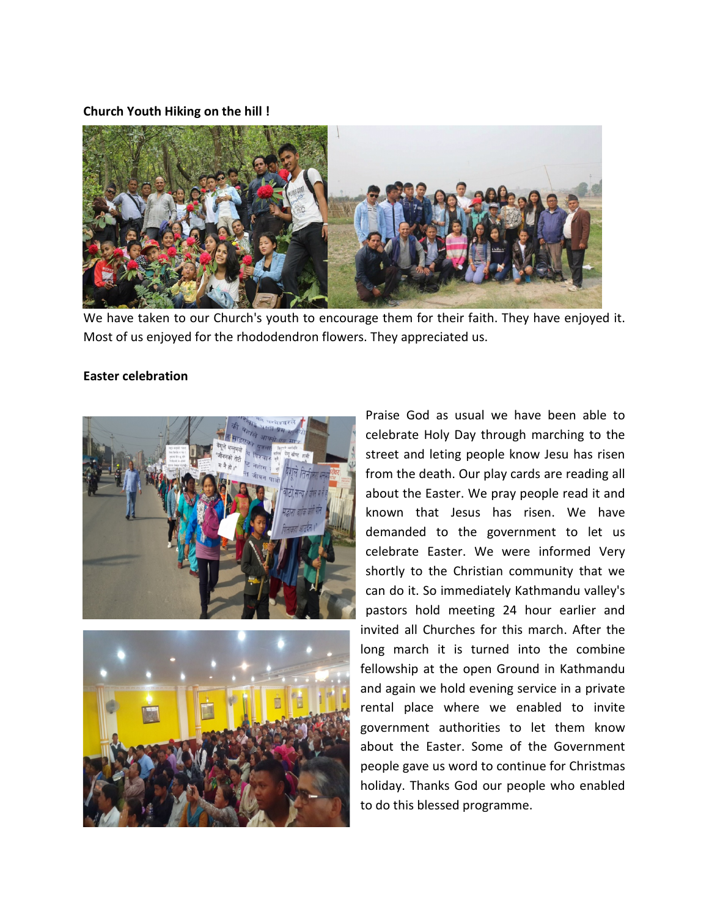**Church Youth Hiking on the hill !**

We have taken to our Church's youth to encourage them for their faith. They have enjoyed it. Most of us enjoyed for the rhododendron flowers. They appreciated us.

**Easter celebration**

Praise God as usual we have been able to celebrate Holy Day through marching to the street and leting people know Jesu has risen from the death. Our play cards are reading all about the Easter. We pray people read it and known that Jesus has risen. We have demanded to the government to let us celebrate Easter. We were informed Very shortly to the Christian community that we can do it. So immediately Kathmandu valley's pastors hold meeting 24 hour earlier and invited all Churches for this march. After the long march it is turned into the combine fellowship at the open Ground in Kathmandu and again we hold evening service in a private rental place where we enabled to invite government authorities to let them know about the Easter. Some of the Government people gave us word to continue for Christmas holiday. Thanks God our people who enabled to do this blessed programme.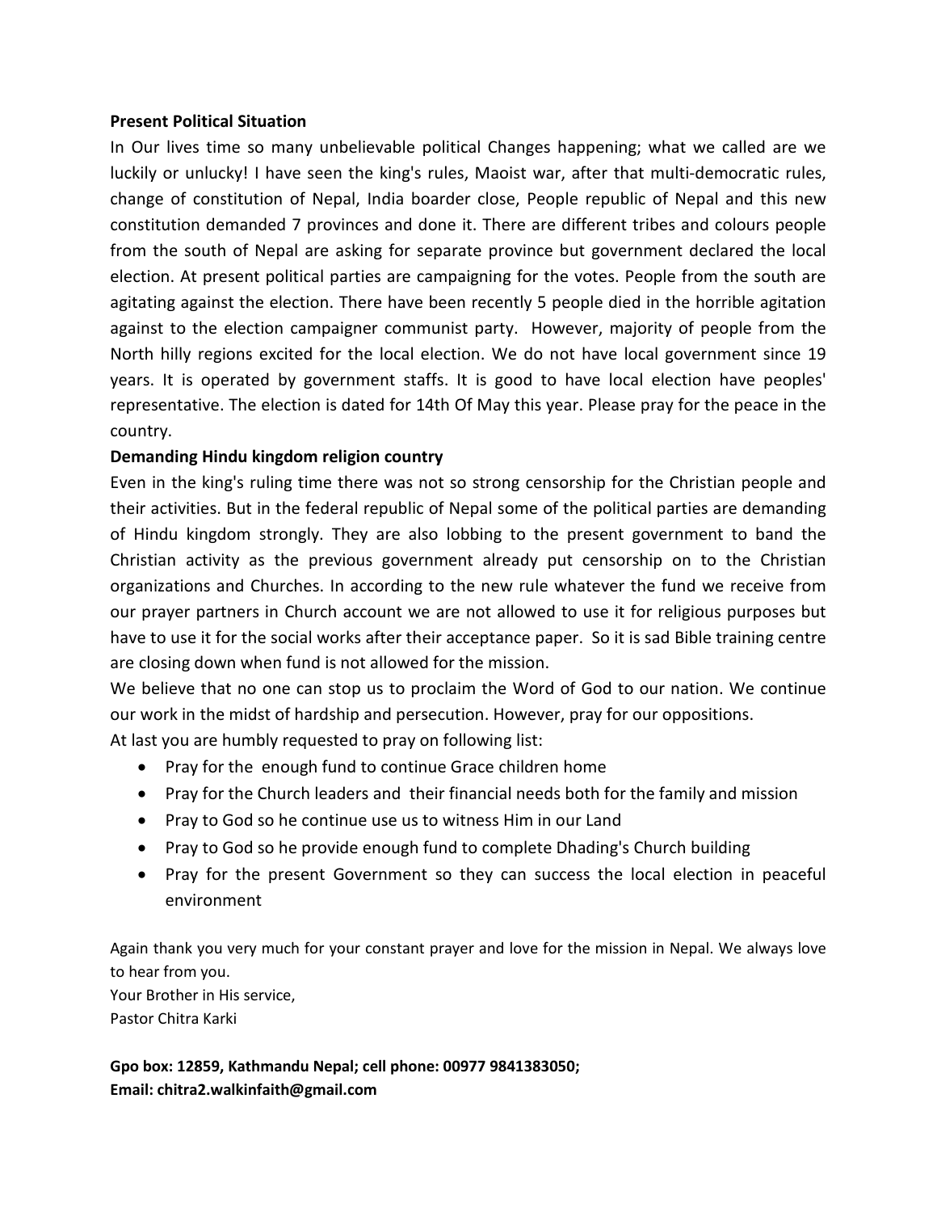**Present Political Situation**

In Our lives time so many unbelievable political Changes happening; what we called are we luckily or unlucky! I have seen the king's rules, Maoist war, after that multi-democratic rules, change of constitution of Nepal, India boarder close, People republic of Nepal and this new constitution demanded 7 provinces and done it. There are different tribes and colours people from the south of Nepal are asking for separate province but government declared the local election. At present political parties are campaigning for the votes. People from the south are agitating against the election. There have been recently 5 people died in the horrible agitation against to the election campaigner communist party. However, majority of people from the North hilly regions excited for the local election. We do not have local government since 19 years. It is operated by government staffs. It is good to have local election have peoples' representative. The election is dated for 14th Of May this year. Please pray for the peace in the country.

**Demanding Hindu kingdom religion country**

Even in the king's ruling time there was not so strong censorship for the Christian people and their activities. But in the federal republic of Nepal some of the political parties are demanding of Hindu kingdom strongly. They are also lobbing to the present government to band the Christian activity as the previous government already put censorship on to the Christian organizations and Churches. In according to the new rule whatever the fund we receive from our prayer partners in Church account we are not allowed to use it for religious purposes but have to use it for the social works after their acceptance paper. So it is sad Bible training centre are closing down when fund is not allowed for the mission.

We believe that no one can stop us to proclaim the Word of God to our nation. We continue our work in the midst of hardship and persecution. However, pray for our oppositions.

At last you are humbly requested to pray on following list:

- Pray for the enough fund to continue Grace children home
- Pray for the Church leaders and their financial needs both for the family and mission
- Pray to God so he continue use us to witness Him in our Land
- Pray to God so he provide enough fund to complete Dhading's Church building
- Pray for the present Government so they can success the local election in peaceful environment

Again thank you very much for your constant prayer and love for the mission in Nepal. We always love to hear from you.

Your Brother in His service,

Pastor Chitra Karki

**Gpo box: 12859, Kathmandu Nepal; cell phone: 00977 9841383050;**
**Email: chitra2.walkinfaith@gmail.com**